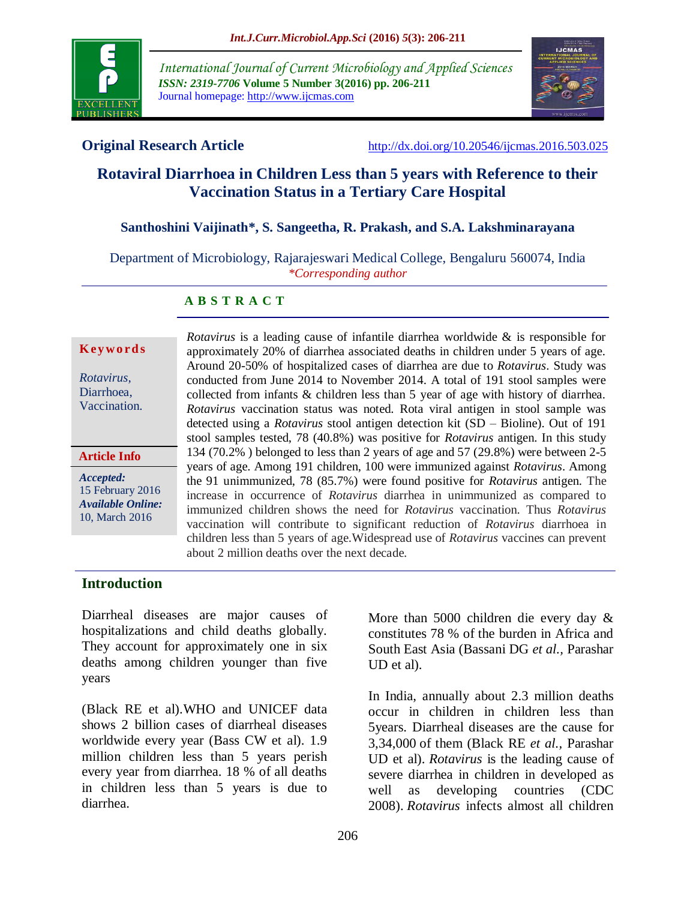**Original Research Article**

http://dx.doi.org/10.20546/ijcmas.2016.503.025

# Rotaviral Diarrhoea in Children Less than 5 years with Reference to their Vaccination Status in a Tertiary Care Hospital

**Santhoshini Vaijinath\*, S. Sangeetha, R. Prakash, and S.A. Lakshminarayana**

Department of Microbiology, Rajarajeswari Medical College, Bengaluru 560074, India
*\*Corresponding author*

## ABSTRACT

**Keywords**

*Rotavirus*, Diarrhoea, Vaccination.

**Article Info**

*Accepted:* 15 February 2016
*Available Online:* 10, March 2016

*Rotavirus* is a leading cause of infantile diarrhea worldwide & is responsible for approximately 20% of diarrhea associated deaths in children under 5 years of age. Around 20-50% of hospitalized cases of diarrhea are due to *Rotavirus*. Study was conducted from June 2014 to November 2014. A total of 191 stool samples were collected from infants & children less than 5 year of age with history of diarrhea. *Rotavirus* vaccination status was noted. Rota viral antigen in stool sample was detected using a *Rotavirus* stool antigen detection kit (SD – Bioline). Out of 191 stool samples tested, 78 (40.8%) was positive for *Rotavirus* antigen. In this study 134 (70.2% ) belonged to less than 2 years of age and 57 (29.8%) were between 2-5 years of age. Among 191 children, 100 were immunized against *Rotavirus*. Among the 91 unimmunized, 78 (85.7%) were found positive for *Rotavirus* antigen. The increase in occurrence of *Rotavirus* diarrhea in unimmunized as compared to immunized children shows the need for *Rotavirus* vaccination. Thus *Rotavirus* vaccination will contribute to significant reduction of *Rotavirus* diarrhoea in children less than 5 years of age.Widespread use of *Rotavirus* vaccines can prevent about 2 million deaths over the next decade.

## Introduction

Diarrheal diseases are major causes of hospitalizations and child deaths globally. They account for approximately one in six deaths among children younger than five years

(Black RE et al).WHO and UNICEF data shows 2 billion cases of diarrheal diseases worldwide every year (Bass CW et al). 1.9 million children less than 5 years perish every year from diarrhea. 18 % of all deaths in children less than 5 years is due to diarrhea.

More than 5000 children die every day & constitutes 78 % of the burden in Africa and South East Asia (Bassani DG *et al.,* Parashar UD et al).

In India, annually about 2.3 million deaths occur in children in children less than 5years. Diarrheal diseases are the cause for 3,34,000 of them (Black RE *et al.,* Parashar UD et al). *Rotavirus* is the leading cause of severe diarrhea in children in developed as well as developing countries (CDC 2008). *Rotavirus* infects almost all children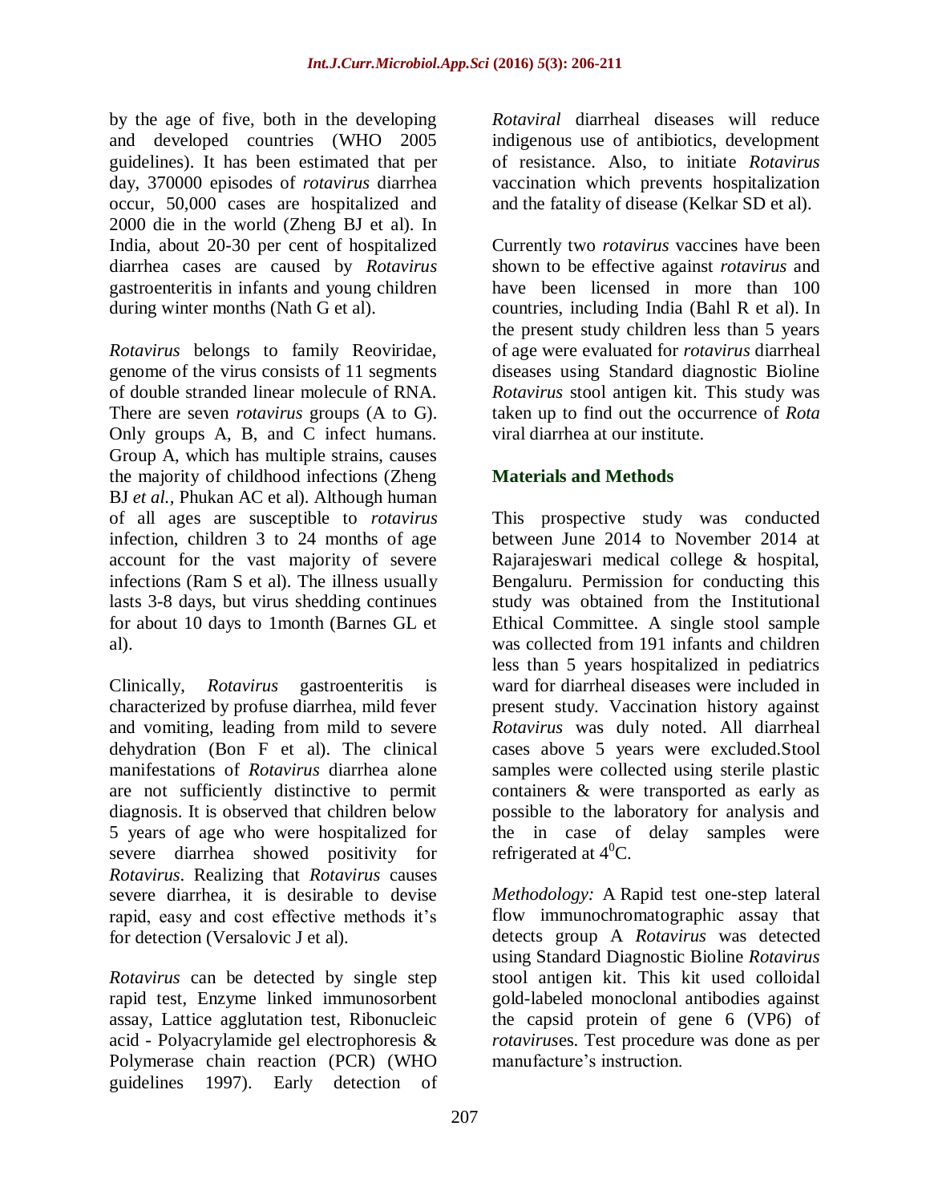by the age of five, both in the developing and developed countries (WHO 2005 guidelines). It has been estimated that per day, 370000 episodes of *rotavirus* diarrhea occur, 50,000 cases are hospitalized and 2000 die in the world (Zheng BJ et al). In India, about 20-30 per cent of hospitalized diarrhea cases are caused by *Rotavirus* gastroenteritis in infants and young children during winter months (Nath G et al).

*Rotavirus* belongs to family Reoviridae, genome of the virus consists of 11 segments of double stranded linear molecule of RNA. There are seven *rotavirus* groups (A to G). Only groups A, B, and C infect humans. Group A, which has multiple strains, causes the majority of childhood infections (Zheng BJ *et al.*, Phukan AC et al). Although human of all ages are susceptible to *rotavirus* infection, children 3 to 24 months of age account for the vast majority of severe infections (Ram S et al). The illness usually lasts 3-8 days, but virus shedding continues for about 10 days to 1month (Barnes GL et al).

Clinically, *Rotavirus* gastroenteritis is characterized by profuse diarrhea, mild fever and vomiting, leading from mild to severe dehydration (Bon F et al). The clinical manifestations of *Rotavirus* diarrhea alone are not sufficiently distinctive to permit diagnosis. It is observed that children below 5 years of age who were hospitalized for severe diarrhea showed positivity for *Rotavirus*. Realizing that *Rotavirus* causes severe diarrhea, it is desirable to devise rapid, easy and cost effective methods it's for detection (Versalovic J et al).

*Rotavirus* can be detected by single step rapid test, Enzyme linked immunosorbent assay, Lattice agglutation test, Ribonucleic acid - Polyacrylamide gel electrophoresis & Polymerase chain reaction (PCR) (WHO guidelines 1997). Early detection of *Rotaviral* diarrheal diseases will reduce indigenous use of antibiotics, development of resistance. Also, to initiate *Rotavirus* vaccination which prevents hospitalization and the fatality of disease (Kelkar SD et al).

Currently two *rotavirus* vaccines have been shown to be effective against *rotavirus* and have been licensed in more than 100 countries, including India (Bahl R et al). In the present study children less than 5 years of age were evaluated for *rotavirus* diarrheal diseases using Standard diagnostic Bioline *Rotavirus* stool antigen kit. This study was taken up to find out the occurrence of *Rota* viral diarrhea at our institute.

## Materials and Methods

This prospective study was conducted between June 2014 to November 2014 at Rajarajeswari medical college & hospital, Bengaluru. Permission for conducting this study was obtained from the Institutional Ethical Committee. A single stool sample was collected from 191 infants and children less than 5 years hospitalized in pediatrics ward for diarrheal diseases were included in present study. Vaccination history against *Rotavirus* was duly noted. All diarrheal cases above 5 years were excluded.Stool samples were collected using sterile plastic containers & were transported as early as possible to the laboratory for analysis and the in case of delay samples were refrigerated at $4^0$C.

*Methodology:* A Rapid test one-step lateral flow immunochromatographic assay that detects group A *Rotavirus* was detected using Standard Diagnostic Bioline *Rotavirus* stool antigen kit. This kit used colloidal gold-labeled monoclonal antibodies against the capsid protein of gene 6 (VP6) of *rotavirus*es. Test procedure was done as per manufacture's instruction.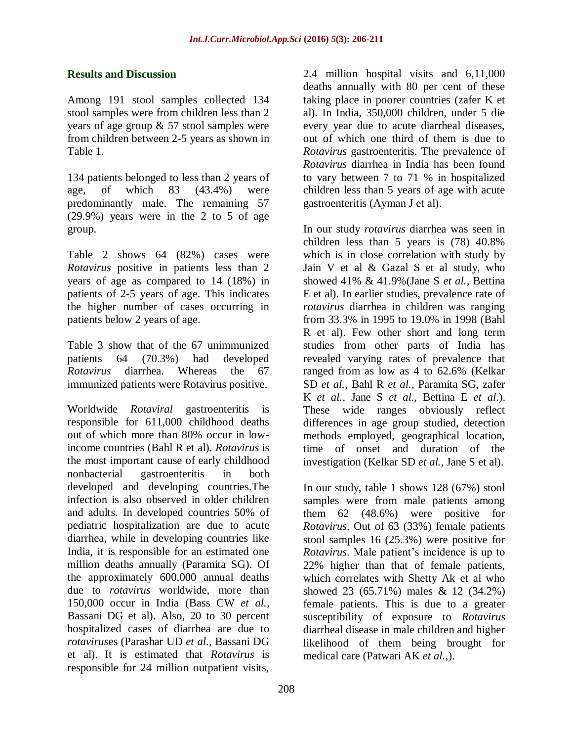## Results and Discussion

Among 191 stool samples collected 134 stool samples were from children less than 2 years of age group & 57 stool samples were from children between 2-5 years as shown in Table 1.

134 patients belonged to less than 2 years of age, of which 83 (43.4%) were predominantly male. The remaining 57 (29.9%) years were in the 2 to 5 of age group.

Table 2 shows 64 (82%) cases were *Rotavirus* positive in patients less than 2 years of age as compared to 14 (18%) in patients of 2-5 years of age. This indicates the higher number of cases occurring in patients below 2 years of age.

Table 3 show that of the 67 unimmunized patients 64 (70.3%) had developed *Rotavirus* diarrhea. Whereas the 67 immunized patients were Rotavirus positive.

Worldwide *Rotaviral* gastroenteritis is responsible for 611,000 childhood deaths out of which more than 80% occur in low-income countries (Bahl R et al). *Rotavirus* is the most important cause of early childhood nonbacterial gastroenteritis in both developed and developing countries.The infection is also observed in older children and adults. In developed countries 50% of pediatric hospitalization are due to acute diarrhea, while in developing countries like India, it is responsible for an estimated one million deaths annually (Paramita SG). Of the approximately 600,000 annual deaths due to *rotavirus* worldwide, more than 150,000 occur in India (Bass CW *et al.*, Bassani DG et al). Also, 20 to 30 percent hospitalized cases of diarrhea are due to *rotavirus*es (Parashar UD *et al.*, Bassani DG et al). It is estimated that *Rotavirus* is responsible for 24 million outpatient visits, 2.4 million hospital visits and 6,11,000 deaths annually with 80 per cent of these taking place in poorer countries (zafer K et al). In India, 350,000 children, under 5 die every year due to acute diarrheal diseases, out of which one third of them is due to *Rotavirus* gastroenteritis. The prevalence of *Rotavirus* diarrhea in India has been found to vary between 7 to 71 % in hospitalized children less than 5 years of age with acute gastroenteritis (Ayman J et al).

In our study *rotavirus* diarrhea was seen in children less than 5 years is (78) 40.8% which is in close correlation with study by Jain V et al & Gazal S et al study, who showed 41% & 41.9%(Jane S *et al.*, Bettina E et al). In earlier studies, prevalence rate of *rotavirus* diarrhea in children was ranging from 33.3% in 1995 to 19.0% in 1998 (Bahl R et al). Few other short and long term studies from other parts of India has revealed varying rates of prevalence that ranged from as low as 4 to 62.6% (Kelkar SD *et al.*, Bahl R *et al.*, Paramita SG, zafer K *et al.*, Jane S *et al.*, Bettina E *et al*.). These wide ranges obviously reflect differences in age group studied, detection methods employed, geographical location, time of onset and duration of the investigation (Kelkar SD *et al.*, Jane S et al).

In our study, table 1 shows 128 (67%) stool samples were from male patients among them 62 (48.6%) were positive for *Rotavirus*. Out of 63 (33%) female patients stool samples 16 (25.3%) were positive for *Rotavirus*. Male patient's incidence is up to 22% higher than that of female patients, which correlates with Shetty Ak et al who showed 23 (65.71%) males & 12 (34.2%) female patients. This is due to a greater susceptibility of exposure to *Rotavirus* diarrheal disease in male children and higher likelihood of them being brought for medical care (Patwari AK *et al.,*).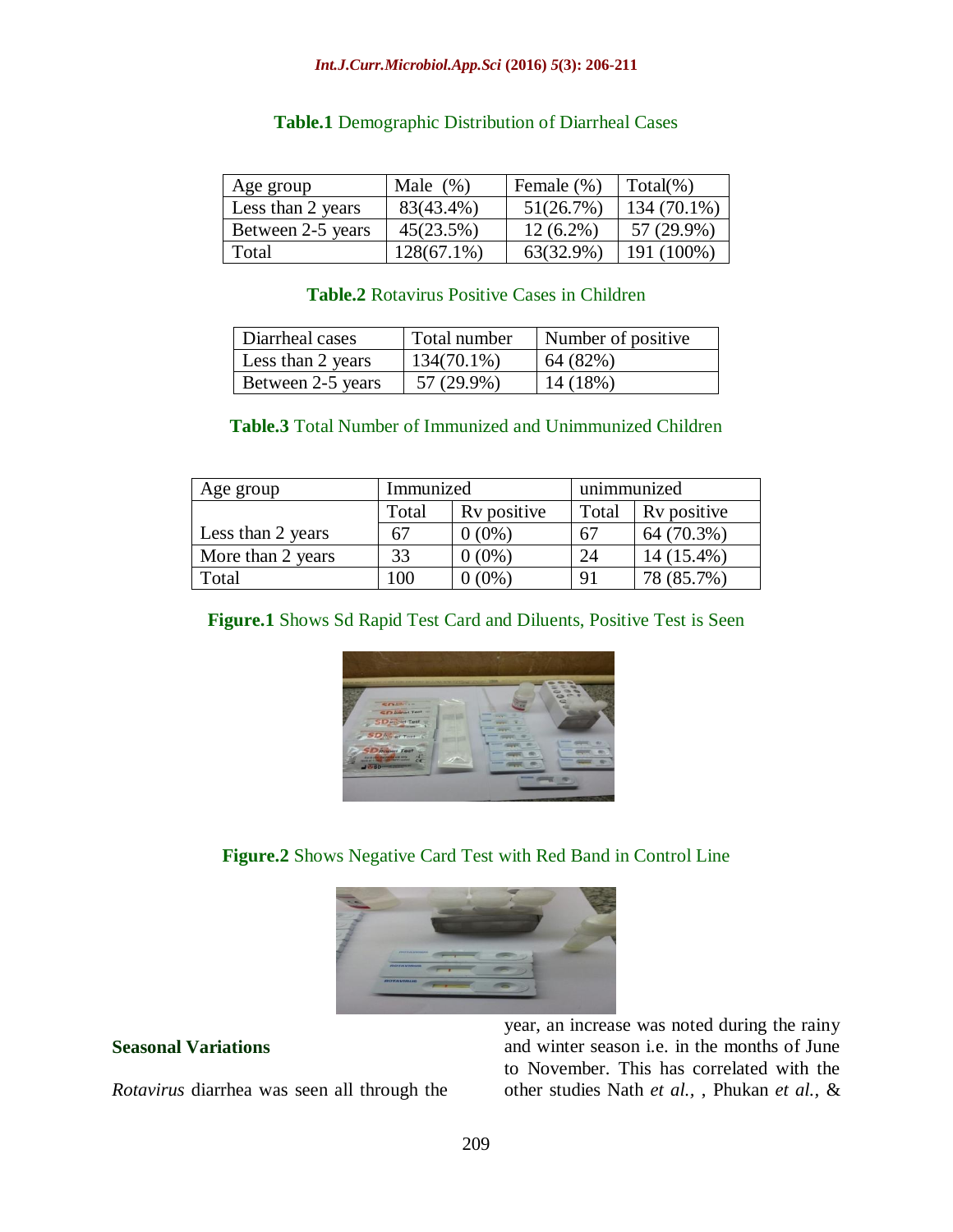**Table.1** Demographic Distribution of Diarrheal Cases

| Age group | Male (%) | Female (%) | Total(%) |
|---|---|---|---|
| Less than 2 years | 83(43.4%) | 51(26.7%) | 134 (70.1%) |
| Between 2-5 years | 45(23.5%) | 12 (6.2%) | 57 (29.9%) |
| Total | 128(67.1%) | 63(32.9%) | 191 (100%) |

**Table.2** Rotavirus Positive Cases in Children

| Diarrheal cases | Total number | Number of positive |
|---|---|---|
| Less than 2 years | 134(70.1%) | 64 (82%) |
| Between 2-5 years | 57 (29.9%) | 14 (18%) |

**Table.3** Total Number of Immunized and Unimmunized Children

| Age group | Immunized | | unimmunized | |
|---|---|---|---|---|
| | Total | Rv positive | Total | Rv positive |
| Less than 2 years | 67 | 0 (0%) | 67 | 64 (70.3%) |
| More than 2 years | 33 | 0 (0%) | 24 | 14 (15.4%) |
| Total | 100 | 0 (0%) | 91 | 78 (85.7%) |

**Figure.1** Shows Sd Rapid Test Card and Diluents, Positive Test is Seen

**Figure.2** Shows Negative Card Test with Red Band in Control Line

### Seasonal Variations

*Rotavirus* diarrhea was seen all through the year, an increase was noted during the rainy and winter season i.e. in the months of June to November. This has correlated with the other studies Nath *et al.*, , Phukan *et al.*, &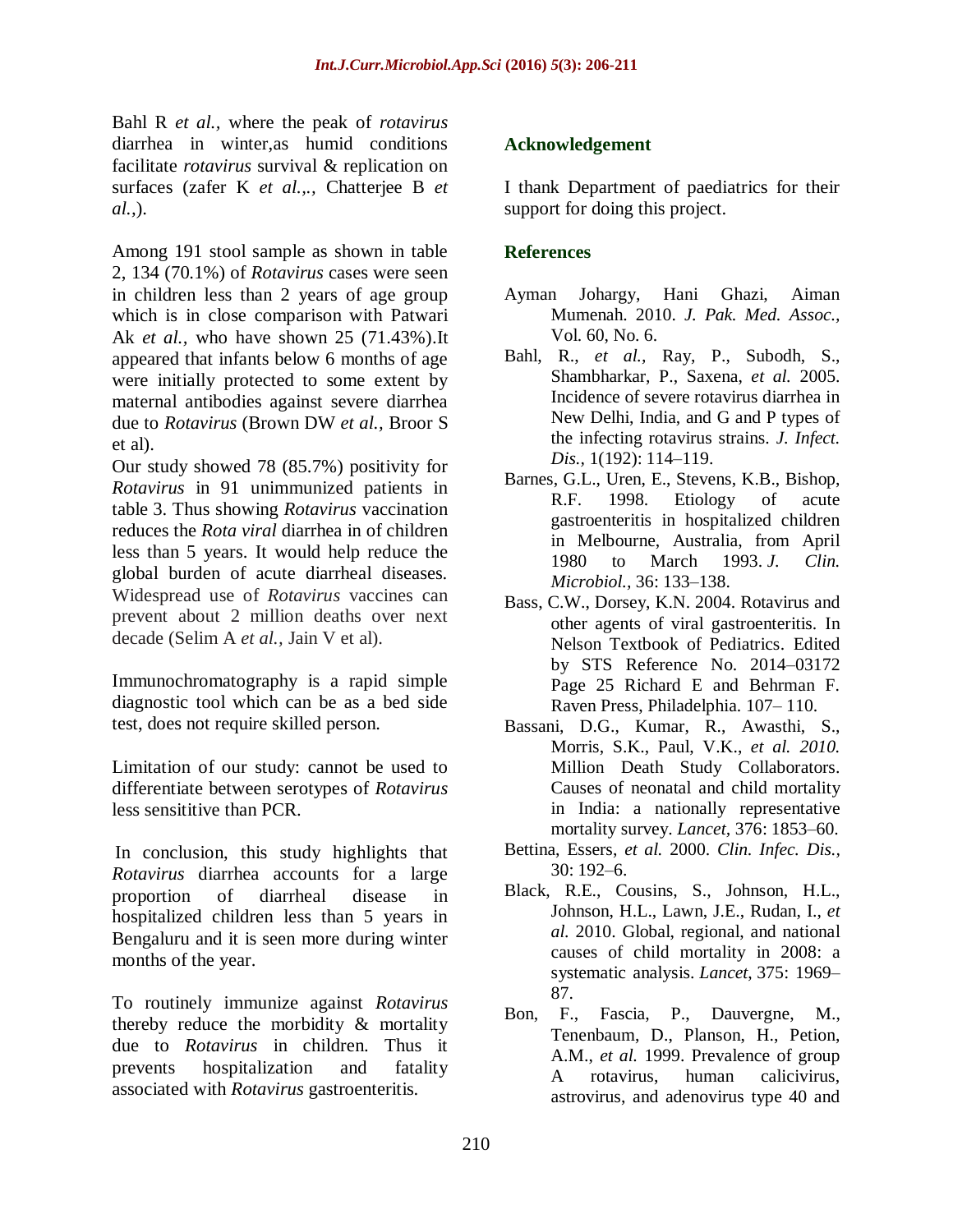Bahl R *et al.,* where the peak of *rotavirus* diarrhea in winter,as humid conditions facilitate *rotavirus* survival & replication on surfaces (zafer K *et al.,*., Chatterjee B *et al.*,).

Among 191 stool sample as shown in table 2, 134 (70.1%) of *Rotavirus* cases were seen in children less than 2 years of age group which is in close comparison with Patwari Ak *et al.,* who have shown 25 (71.43%).It appeared that infants below 6 months of age were initially protected to some extent by maternal antibodies against severe diarrhea due to *Rotavirus* (Brown DW *et al.,* Broor S et al).

Our study showed 78 (85.7%) positivity for *Rotavirus* in 91 unimmunized patients in table 3. Thus showing *Rotavirus* vaccination reduces the *Rota viral* diarrhea in of children less than 5 years. It would help reduce the global burden of acute diarrheal diseases. Widespread use of *Rotavirus* vaccines can prevent about 2 million deaths over next decade (Selim A *et al.,* Jain V et al).

Immunochromatography is a rapid simple diagnostic tool which can be as a bed side test, does not require skilled person.

Limitation of our study: cannot be used to differentiate between serotypes of *Rotavirus* less sensititive than PCR.

In conclusion, this study highlights that *Rotavirus* diarrhea accounts for a large proportion of diarrheal disease in hospitalized children less than 5 years in Bengaluru and it is seen more during winter months of the year.

To routinely immunize against *Rotavirus* thereby reduce the morbidity & mortality due to *Rotavirus* in children. Thus it prevents hospitalization and fatality associated with *Rotavirus* gastroenteritis.

## Acknowledgement

I thank Department of paediatrics for their support for doing this project.

## References

Ayman Johargy, Hani Ghazi, Aiman Mumenah. 2010. *J. Pak. Med. Assoc.,* Vol. 60, No. 6.

Bahl, R., *et al.,* Ray, P., Subodh, S., Shambharkar, P., Saxena, *et al.* 2005. Incidence of severe rotavirus diarrhea in New Delhi, India, and G and P types of the infecting rotavirus strains. *J. Infect. Dis.,* 1(192): 114–119.

Barnes, G.L., Uren, E., Stevens, K.B., Bishop, R.F. 1998. Etiology of acute gastroenteritis in hospitalized children in Melbourne, Australia, from April 1980 to March 1993. *J. Clin. Microbiol.,* 36: 133–138.

Bass, C.W., Dorsey, K.N. 2004. Rotavirus and other agents of viral gastroenteritis. In Nelson Textbook of Pediatrics. Edited by STS Reference No. 2014–03172 Page 25 Richard E and Behrman F. Raven Press, Philadelphia. 107– 110.

Bassani, D.G., Kumar, R., Awasthi, S., Morris, S.K., Paul, V.K., *et al. 2010.* Million Death Study Collaborators. Causes of neonatal and child mortality in India: a nationally representative mortality survey. *Lancet,* 376: 1853–60.

Bettina, Essers, *et al.* 2000. *Clin. Infec. Dis.,* 30: 192–6.

Black, R.E., Cousins, S., Johnson, H.L., Johnson, H.L., Lawn, J.E., Rudan, I., *et al.* 2010. Global, regional, and national causes of child mortality in 2008: a systematic analysis. *Lancet,* 375: 1969–87.

Bon, F., Fascia, P., Dauvergne, M., Tenenbaum, D., Planson, H., Petion, A.M., *et al.* 1999. Prevalence of group A rotavirus, human calicivirus, astrovirus, and adenovirus type 40 and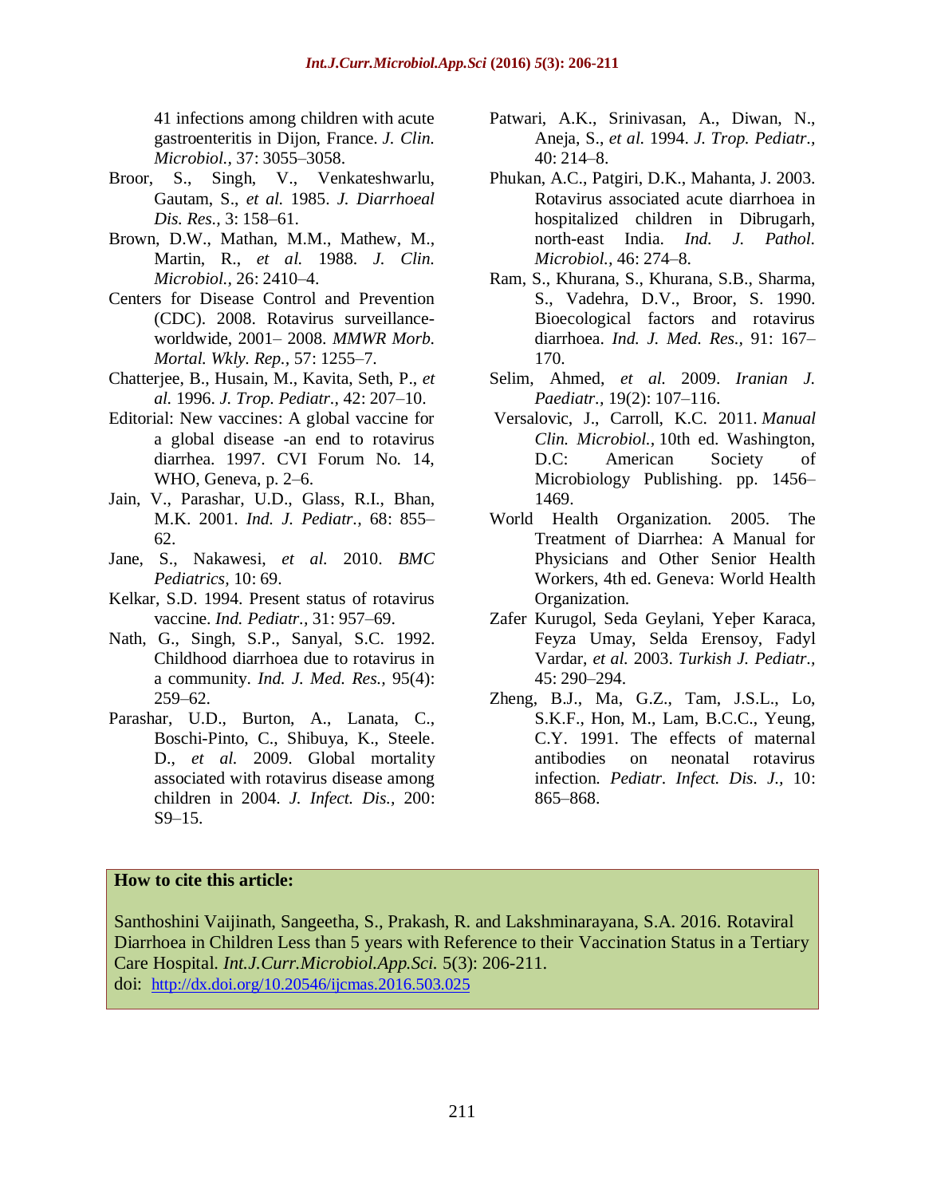41 infections among children with acute gastroenteritis in Dijon, France. *J. Clin. Microbiol.,* 37: 3055–3058.

Broor, S., Singh, V., Venkateshwarlu, Gautam, S., *et al.* 1985. *J. Diarrhoeal Dis. Res.,* 3: 158–61.

Brown, D.W., Mathan, M.M., Mathew, M., Martin, R., *et al.* 1988. *J. Clin. Microbiol.,* 26: 2410–4.

Centers for Disease Control and Prevention (CDC). 2008. Rotavirus surveillance-worldwide, 2001– 2008. *MMWR Morb. Mortal. Wkly. Rep.,* 57: 1255–7.

Chatterjee, B., Husain, M., Kavita, Seth, P., *et al.* 1996. *J. Trop. Pediatr.,* 42: 207–10.

Editorial: New vaccines: A global vaccine for a global disease -an end to rotavirus diarrhea. 1997. CVI Forum No. 14, WHO, Geneva, p. 2–6.

Jain, V., Parashar, U.D., Glass, R.I., Bhan, M.K. 2001. *Ind. J. Pediatr.,* 68: 855–62.

Jane, S., Nakawesi, *et al.* 2010. *BMC Pediatrics,* 10: 69.

Kelkar, S.D. 1994. Present status of rotavirus vaccine. *Ind. Pediatr.,* 31: 957–69.

Nath, G., Singh, S.P., Sanyal, S.C. 1992. Childhood diarrhoea due to rotavirus in a community. *Ind. J. Med. Res.,* 95(4): 259–62.

Parashar, U.D., Burton, A., Lanata, C., Boschi-Pinto, C., Shibuya, K., Steele. D., *et al.* 2009. Global mortality associated with rotavirus disease among children in 2004. *J. Infect. Dis.,* 200: S9–15.

Patwari, A.K., Srinivasan, A., Diwan, N., Aneja, S., *et al.* 1994. *J. Trop. Pediatr.,* 40: 214–8.

Phukan, A.C., Patgiri, D.K., Mahanta, J. 2003. Rotavirus associated acute diarrhoea in hospitalized children in Dibrugarh, north-east India. *Ind. J. Pathol. Microbiol.,* 46: 274–8.

Ram, S., Khurana, S., Khurana, S.B., Sharma, S., Vadehra, D.V., Broor, S. 1990. Bioecological factors and rotavirus diarrhoea. *Ind. J. Med. Res.,* 91: 167–170.

Selim, Ahmed, *et al.* 2009. *Iranian J. Paediatr.,* 19(2): 107–116.

Versalovic, J., Carroll, K.C. 2011. *Manual Clin. Microbiol.,* 10th ed. Washington, D.C: American Society of Microbiology Publishing. pp. 1456–1469.

World Health Organization. 2005. The Treatment of Diarrhea: A Manual for Physicians and Other Senior Health Workers, 4th ed. Geneva: World Health Organization.

Zafer Kurugol, Seda Geylani, Yeþer Karaca, Feyza Umay, Selda Erensoy, Fadyl Vardar, *et al.* 2003. *Turkish J. Pediatr.,* 45: 290–294.

Zheng, B.J., Ma, G.Z., Tam, J.S.L., Lo, S.K.F., Hon, M., Lam, B.C.C., Yeung, C.Y. 1991. The effects of maternal antibodies on neonatal rotavirus infection. *Pediatr. Infect. Dis. J.,* 10: 865–868.

**How to cite this article:**

Santhoshini Vaijinath, Sangeetha, S., Prakash, R. and Lakshminarayana, S.A. 2016. Rotaviral Diarrhoea in Children Less than 5 years with Reference to their Vaccination Status in a Tertiary Care Hospital. *Int.J.Curr.Microbiol.App.Sci.* 5(3): 206-211.
doi: http://dx.doi.org/10.20546/ijcmas.2016.503.025